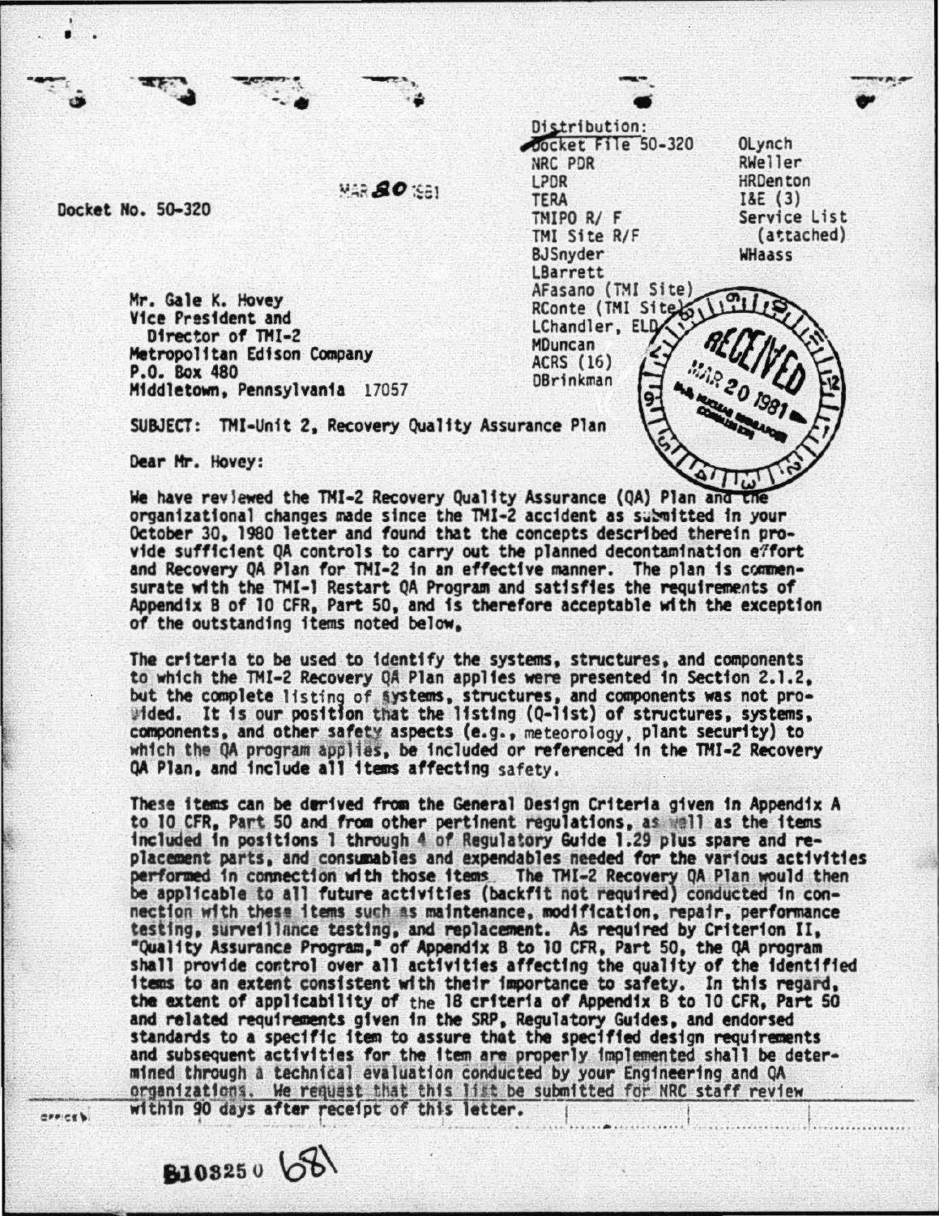Distribution:
Docket File 50-320
NRC PDR
LPDR
TERA
TMIPO R/ F
TMI Site R/F
BJSnyder
LBarrett
AFasano (TMI Site)
RConte (TMI Site)
LChandler, ELD
MDuncan
ACRS (16)
DBrinkman
OLynch
RWeller
HRDenton
I&E (3)
Service List (attached)
WHaass

MAR 20 1981

Docket No. 50-320

Mr. Gale K. Hovey
Vice President and
Director of TMI-2
Metropolitan Edison Company
P.O. Box 480
Middletown, Pennsylvania 17057

SUBJECT: TMI-Unit 2, Recovery Quality Assurance Plan

Dear Mr. Hovey:

We have reviewed the TMI-2 Recovery Quality Assurance (QA) Plan and the organizational changes made since the TMI-2 accident as submitted in your October 30, 1980 letter and found that the concepts described therein provide sufficient QA controls to carry out the planned decontamination effort and Recovery QA Plan for TMI-2 in an effective manner. The plan is commensurate with the TMI-1 Restart QA Program and satisfies the requirements of Appendix B of 10 CFR, Part 50, and is therefore acceptable with the exception of the outstanding items noted below.

The criteria to be used to identify the systems, structures, and components to which the TMI-2 Recovery QA Plan applies were presented in Section 2.1.2, but the complete listing of systems, structures, and components was not provided. It is our position that the listing (Q-list) of structures, systems, components, and other safety aspects (e.g., meteorology, plant security) to which the QA program applies, be included or referenced in the TMI-2 Recovery QA Plan, and include all items affecting safety.

These items can be derived from the General Design Criteria given in Appendix A to 10 CFR, Part 50 and from other pertinent regulations, as well as the items included in positions 1 through 4 of Regulatory Guide 1.29 plus spare and replacement parts, and consumables and expendables needed for the various activities performed in connection with those items. The TMI-2 Recovery QA Plan would then be applicable to all future activities (backfit not required) conducted in connection with these items such as maintenance, modification, repair, performance testing, surveillance testing, and replacement. As required by Criterion II, "Quality Assurance Program," of Appendix B to 10 CFR, Part 50, the QA program shall provide control over all activities affecting the quality of the identified items to an extent consistent with their importance to safety. In this regard, the extent of applicability of the 18 criteria of Appendix B to 10 CFR, Part 50 and related requirements given in the SRP, Regulatory Guides, and endorsed standards to a specific item to assure that the specified design requirements and subsequent activities for the item are properly implemented shall be determined through a technical evaluation conducted by your Engineering and QA organizations. We request that this list be submitted for NRC staff review within 90 days after receipt of this letter.

8103250 681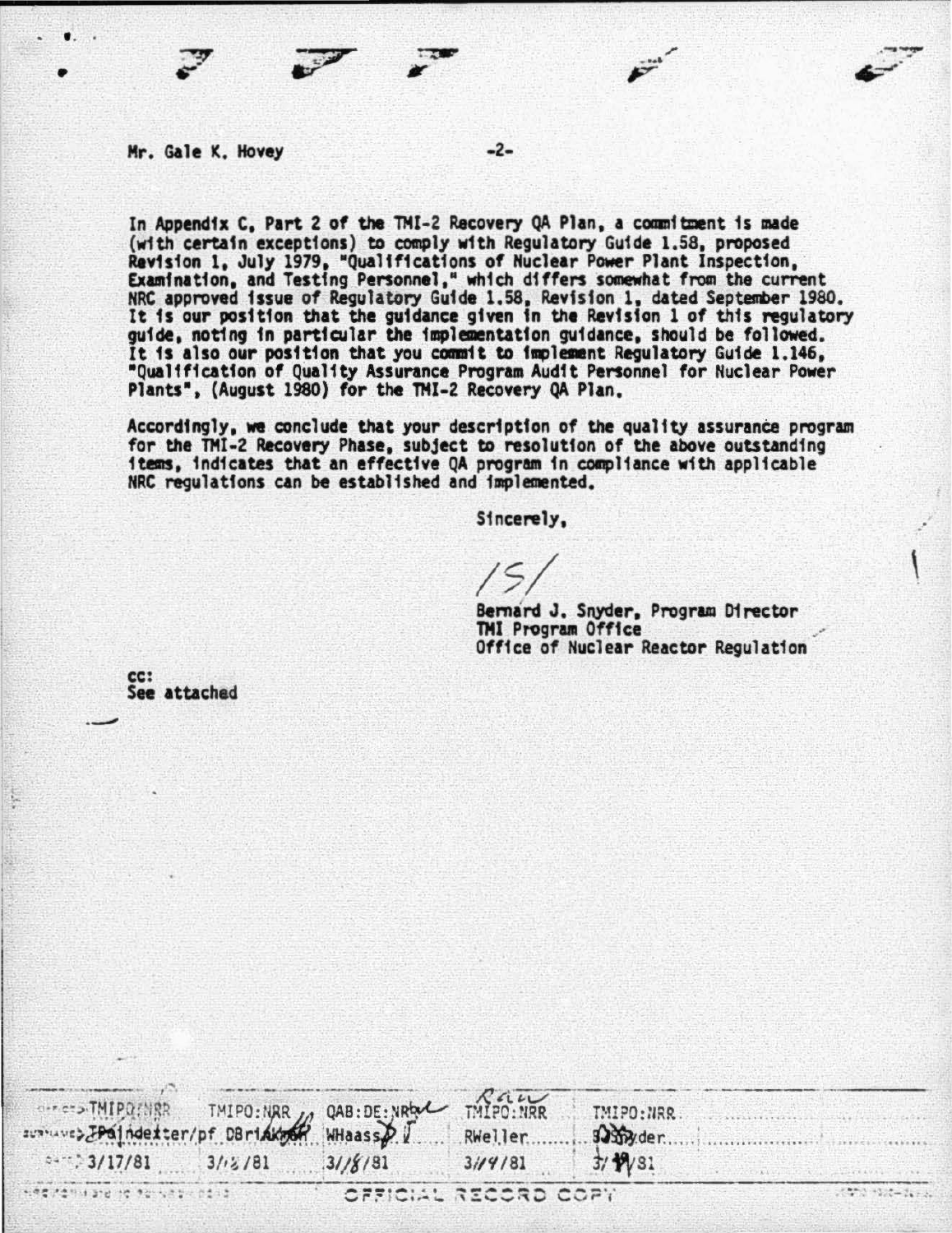Mr. Gale K. Hovey

In Appendix C, Part 2 of the TMI-2 Recovery QA Plan, a commitment is made (with certain exceptions) to comply with Regulatory Guide 1.58, proposed Revision 1, July 1979, "Qualifications of Nuclear Power Plant Inspection, Examination, and Testing Personnel," which differs somewhat from the current NRC approved issue of Regulatory Guide 1.58, Revision 1, dated September 1980. It is our position that the guidance given in the Revision 1 of this regulatory guide, noting in particular the implementation guidance, should be followed. It is also our position that you commit to implement Regulatory Guide 1.146, "Qualification of Quality Assurance Program Audit Personnel for Nuclear Power Plants", (August 1980) for the TMI-2 Recovery QA Plan.

Accordingly, we conclude that your description of the quality assurance program for the TMI-2 Recovery Phase, subject to resolution of the above outstanding items, indicates that an effective QA program in compliance with applicable NRC regulations can be established and implemented.

Sincerely,

/S/

Bernard J. Snyder, Program Director
TMI Program Office
Office of Nuclear Reactor Regulation

cc:
See attached

| OFFICE | TMIPO/NRR | TMIPO:NRR | QAB:DE:NRR | TMIPO:NRR | TMIPO:NRR |
|---|---|---|---|---|---|
| SURNAME | TPoindexter/pf | DBrinkman | WHaass | RWeller | BJSnyder |
| DATE | 3/17/81 | 3/18/81 | 3/18/81 | 3/19/81 | 3/19/81 |

OFFICIAL RECORD COPY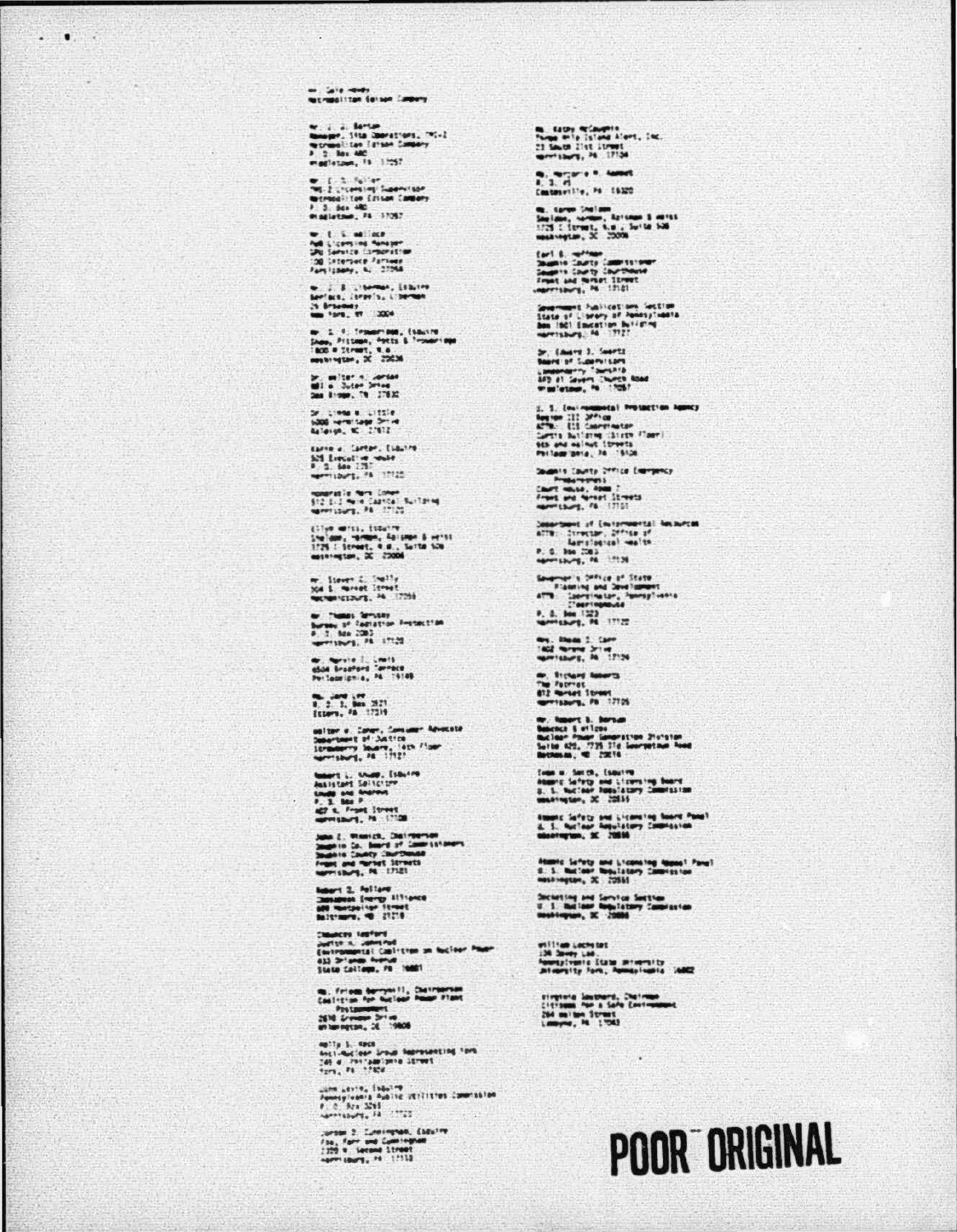Mr. Gale Hovey
Metropolitan Edison Company

Mr. J. J. Barton
Manager, Site Operations, TMI-2
Metropolitan Edison Company
P. O. Box 480
Middletown, PA 17057

Mr. J. E. Fuller
TMI-2 Licensing Supervisor
Metropolitan Edison Company
P. O. Box 480
Middletown, PA 17057

Mr. E. G. Wallace
PWR Licensing Manager
GPU Service Corporation
100 Interpace Parkway
Parsippany, NJ 07054

Mr. J. B. Lieberman, Esquire
Berlack, Israels & Lieberman
26 Broadway
New York, NY 10004

Mr. G. F. Trowbridge, Esquire
Shaw, Pittman, Potts & Trowbridge
1800 M Street, N.W.
Washington, DC 20036

Dr. Walter H. Jordan
881 W. Outer Drive
Oak Ridge, TN 37830

Dr. Linda W. Little
5000 Hermitage Drive
Raleigh, NC 27612

Karin W. Carter, Esquire
505 Executive House
P. O. Box 2357
Harrisburg, PA 17120

Honorable Mark Cohen
512 E-3 Main Capital Building
Harrisburg, PA 17120

Ellyn Weiss, Esquire
Sheldon, Harmon, Roisman & Weiss
1725 I Street, N.W., Suite 506
Washington, DC 20006

Mr. Steven C. Sholly
304 S. Market Street
Mechanicsburg, PA 17055

Mr. Thomas Gerusky
Bureau of Radiation Protection
P. O. Box 2063
Harrisburg, PA 17120

Mr. Marvin I. Lewis
6504 Bradford Terrace
Philadelphia, PA 19149

Ms. Jane Lee
R. D. 3, Box 3521
Etters, PA 17319

Walter W. Cohen, Consumer Advocate
Department of Justice
Strawberry Square, 14th Floor
Harrisburg, PA 17127

Robert L. Knupp, Esquire
Assistant Solicitor
Knupp and Andrews
P. O. Box P
407 N. Front Street
Harrisburg, PA 17108

John E. Minnich, Chairperson
Dauphin Co. Board of Commissioners
Dauphin County Courthouse
Front and Market Streets
Harrisburg, PA 17101

Robert Q. Pollard
Chesapeake Energy Alliance
609 Montpelier Street
Baltimore, MD 21218

Chauncey Kepford
Judith H. Johnsrud
Environmental Coalition on Nuclear Power
433 Orlando Avenue
State College, PA 16801

Ms. Frieda Berryhill, Chairperson
Coalition for Nuclear Power Plant
Postponement
2610 Grendon Drive
Wilmington, DE 19808

Holly S. Keck
Anti-Nuclear Group Representing York
245 W. Philadelphia Street
York, PA 17404

John Levin, Esquire
Pennsylvania Public Utilities Commission
P. O. Box 3265
Harrisburg, PA 17120

Jordan D. Cunningham, Esquire
Fox, Farr and Cunningham
2320 N. Second Street
Harrisburg, PA 17110

Ms. Kathy McCaughin
Three Mile Island Alert, Inc.
23 South 21st Street
Harrisburg, PA 17104

Ms. Marjorie M. Aamodt
R. D. #5
Coatesville, PA 19320

Ms. Karen Sheldon
Sheldon, Harmon, Roisman & Weiss
1725 I Street, N.W., Suite 506
Washington, DC 20006

Earl B. Hoffman
Dauphin County Commissioner
Dauphin County Courthouse
Front and Market Street
Harrisburg, PA 17101

Government Publications Section
State of Library of Pennsylvania
Box 1601 Education Building
Harrisburg, PA 17127

Dr. Edward O. Swartz
Board of Supervisors
Londonderry Township
RFD #1 Geyers Church Road
Middletown, PA 17057

U. S. Environmental Protection Agency
Region III Office
ATTN: EIS Coordinator
Curtis Building (Sixth Floor)
6th and Walnut Streets
Philadelphia, PA 19106

Dauphin County Office Emergency
Preparedness
Court House, Room 7
Front and Market Streets
Harrisburg, PA 17101

Department of Environmental Resources
ATTN: Director, Office of
Radiological Health
P. O. Box 2063
Harrisburg, PA 17105

Governor's Office of State
Planning and Development
ATTN: Coordinator, Pennsylvania
Clearinghouse
P. O. Box 1323
Harrisburg, PA 17120

Mrs. Rhoda D. Carr
1402 Marene Drive
Harrisburg, PA 17109

Mr. Richard Roberts
The Patriot
812 Market Street
Harrisburg, PA 17105

Mr. Robert B. Borsum
Babcock & Wilcox
Nuclear Power Generation Division
Suite 420, 7735 Old Georgetown Road
Bethesda, MD 20014

Ivan W. Smith, Esquire
Atomic Safety and Licensing Board
U. S. Nuclear Regulatory Commission
Washington, DC 20555

Atomic Safety and Licensing Board Panel
U. S. Nuclear Regulatory Commission
Washington, DC 20555

Atomic Safety and Licensing Appeal Panel
U. S. Nuclear Regulatory Commission
Washington, DC 20555

Docketing and Service Section
U. S. Nuclear Regulatory Commission
Washington, DC 20555

William Lochstet
104 Davey Lab
Pennsylvania State University
University Park, Pennsylvania 16802

Virginia Southard, Chairman
Citizens for a Safe Environment
264 Walton Street
Lemoyne, PA 17043

POOR ORIGINAL